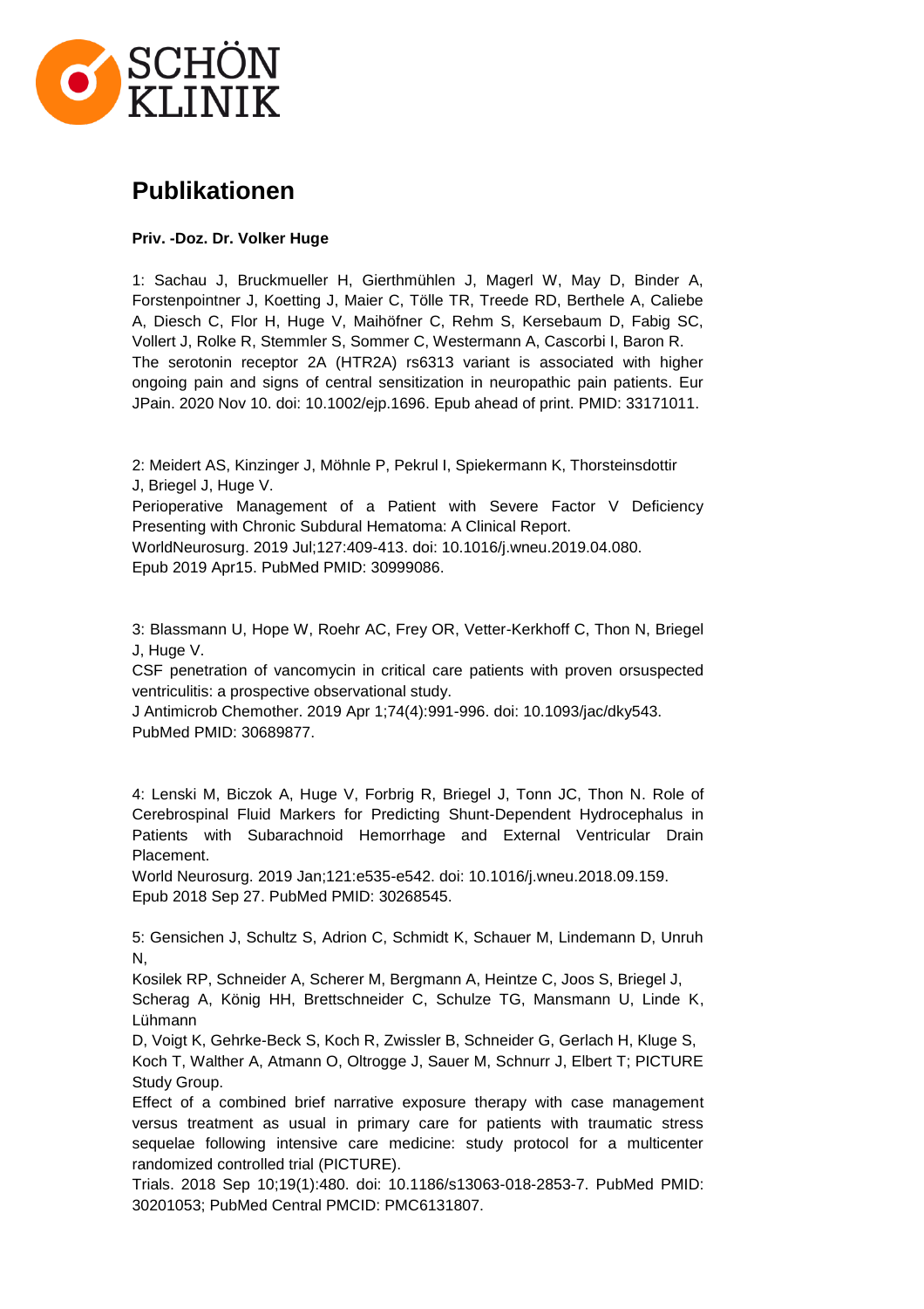# Publikationen

**Priv. -Doz. Dr. Volker Huge**

1: Sachau J, Bruckmueller H, Gierthmühlen J, Magerl W, May D, Binder A, Forstenpointner J, Koetting J, Maier C, Tölle TR, Treede RD, Berthele A, Caliebe A, Diesch C, Flor H, Huge V, Maihöfner C, Rehm S, Kersebaum D, Fabig SC, Vollert J, Rolke R, Stemmler S, Sommer C, Westermann A, Cascorbi I, Baron R. The serotonin receptor 2A (HTR2A) rs6313 variant is associated with higher ongoing pain and signs of central sensitization in neuropathic pain patients. Eur JPain. 2020 Nov 10. doi: 10.1002/ejp.1696. Epub ahead of print. PMID: 33171011.

2: Meidert AS, Kinzinger J, Möhnle P, Pekrul I, Spiekermann K, Thorsteinsdottir J, Briegel J, Huge V.
Perioperative Management of a Patient with Severe Factor V Deficiency Presenting with Chronic Subdural Hematoma: A Clinical Report.
WorldNeurosurg. 2019 Jul;127:409-413. doi: 10.1016/j.wneu.2019.04.080.
Epub 2019 Apr15. PubMed PMID: 30999086.

3: Blassmann U, Hope W, Roehr AC, Frey OR, Vetter-Kerkhoff C, Thon N, Briegel J, Huge V.
CSF penetration of vancomycin in critical care patients with proven orsuspected ventriculitis: a prospective observational study.
J Antimicrob Chemother. 2019 Apr 1;74(4):991-996. doi: 10.1093/jac/dky543.
PubMed PMID: 30689877.

4: Lenski M, Biczok A, Huge V, Forbrig R, Briegel J, Tonn JC, Thon N. Role of Cerebrospinal Fluid Markers for Predicting Shunt-Dependent Hydrocephalus in Patients with Subarachnoid Hemorrhage and External Ventricular Drain Placement.
World Neurosurg. 2019 Jan;121:e535-e542. doi: 10.1016/j.wneu.2018.09.159.
Epub 2018 Sep 27. PubMed PMID: 30268545.

5: Gensichen J, Schultz S, Adrion C, Schmidt K, Schauer M, Lindemann D, Unruh N,
Kosilek RP, Schneider A, Scherer M, Bergmann A, Heintze C, Joos S, Briegel J,
Scherag A, König HH, Brettschneider C, Schulze TG, Mansmann U, Linde K, Lühmann
D, Voigt K, Gehrke-Beck S, Koch R, Zwissler B, Schneider G, Gerlach H, Kluge S,
Koch T, Walther A, Atmann O, Oltrogge J, Sauer M, Schnurr J, Elbert T; PICTURE Study Group.
Effect of a combined brief narrative exposure therapy with case management versus treatment as usual in primary care for patients with traumatic stress sequelae following intensive care medicine: study protocol for a multicenter randomized controlled trial (PICTURE).
Trials. 2018 Sep 10;19(1):480. doi: 10.1186/s13063-018-2853-7. PubMed PMID: 30201053; PubMed Central PMCID: PMC6131807.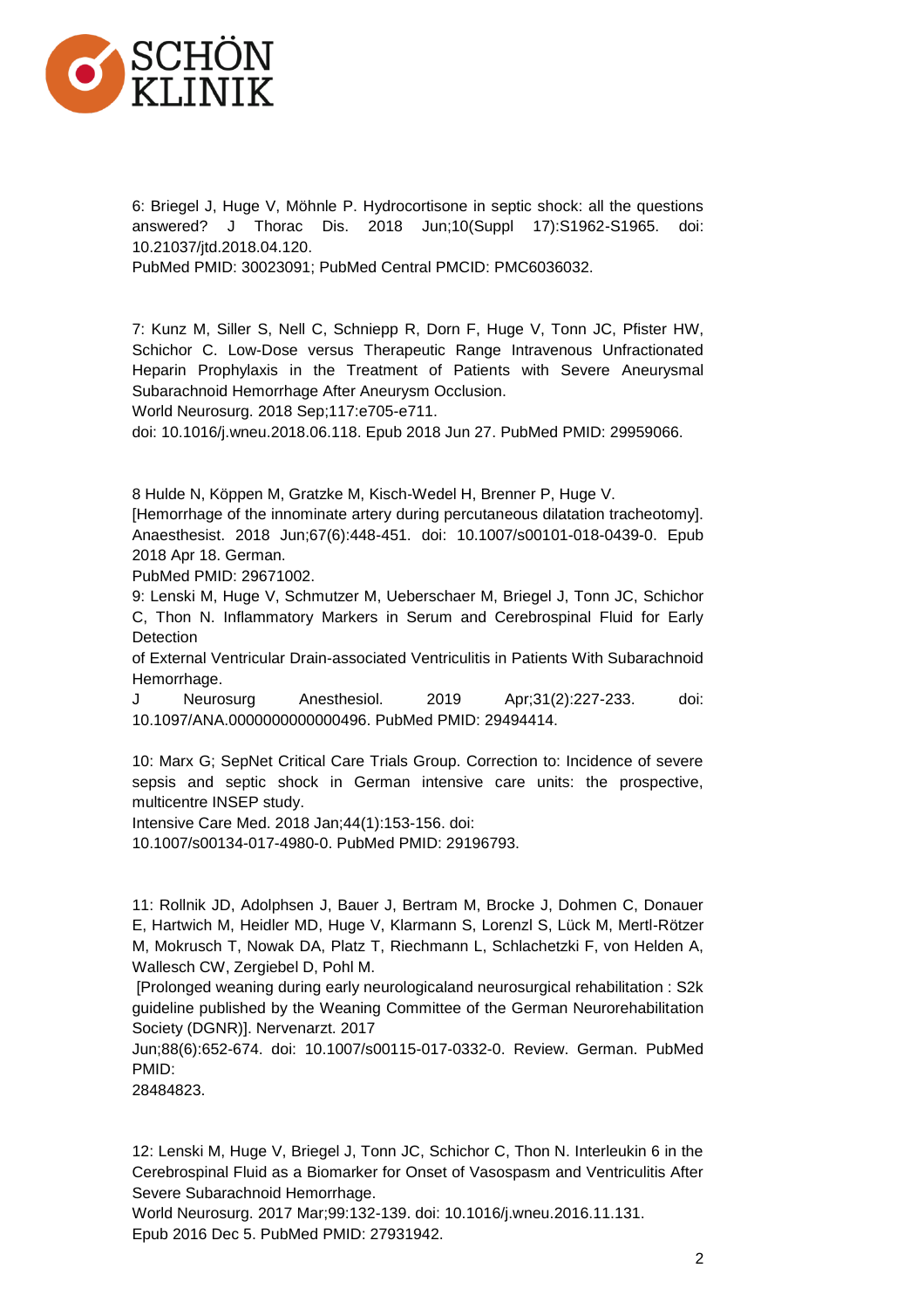6: Briegel J, Huge V, Möhnle P. Hydrocortisone in septic shock: all the questions answered? J Thorac Dis. 2018 Jun;10(Suppl 17):S1962-S1965. doi: 10.21037/jtd.2018.04.120.
PubMed PMID: 30023091; PubMed Central PMCID: PMC6036032.

7: Kunz M, Siller S, Nell C, Schniepp R, Dorn F, Huge V, Tonn JC, Pfister HW, Schichor C. Low-Dose versus Therapeutic Range Intravenous Unfractionated Heparin Prophylaxis in the Treatment of Patients with Severe Aneurysmal Subarachnoid Hemorrhage After Aneurysm Occlusion.
World Neurosurg. 2018 Sep;117:e705-e711.
doi: 10.1016/j.wneu.2018.06.118. Epub 2018 Jun 27. PubMed PMID: 29959066.

8 Hulde N, Köppen M, Gratzke M, Kisch-Wedel H, Brenner P, Huge V.
[Hemorrhage of the innominate artery during percutaneous dilatation tracheotomy]. Anaesthesist. 2018 Jun;67(6):448-451. doi: 10.1007/s00101-018-0439-0. Epub 2018 Apr 18. German.
PubMed PMID: 29671002.

9: Lenski M, Huge V, Schmutzer M, Ueberschaer M, Briegel J, Tonn JC, Schichor C, Thon N. Inflammatory Markers in Serum and Cerebrospinal Fluid for Early Detection
of External Ventricular Drain-associated Ventriculitis in Patients With Subarachnoid Hemorrhage.
J Neurosurg Anesthesiol. 2019 Apr;31(2):227-233. doi: 10.1097/ANA.0000000000000496. PubMed PMID: 29494414.

10: Marx G; SepNet Critical Care Trials Group. Correction to: Incidence of severe sepsis and septic shock in German intensive care units: the prospective, multicentre INSEP study.
Intensive Care Med. 2018 Jan;44(1):153-156. doi:
10.1007/s00134-017-4980-0. PubMed PMID: 29196793.

11: Rollnik JD, Adolphsen J, Bauer J, Bertram M, Brocke J, Dohmen C, Donauer E, Hartwich M, Heidler MD, Huge V, Klarmann S, Lorenzl S, Lück M, Mertl-Rötzer M, Mokrusch T, Nowak DA, Platz T, Riechmann L, Schlachetzki F, von Helden A, Wallesch CW, Zergiebel D, Pohl M.
[Prolonged weaning during early neurologicaland neurosurgical rehabilitation : S2k guideline published by the Weaning Committee of the German Neurorehabilitation Society (DGNR)]. Nervenarzt. 2017
Jun;88(6):652-674. doi: 10.1007/s00115-017-0332-0. Review. German. PubMed PMID:
28484823.

12: Lenski M, Huge V, Briegel J, Tonn JC, Schichor C, Thon N. Interleukin 6 in the Cerebrospinal Fluid as a Biomarker for Onset of Vasospasm and Ventriculitis After Severe Subarachnoid Hemorrhage.
World Neurosurg. 2017 Mar;99:132-139. doi: 10.1016/j.wneu.2016.11.131.
Epub 2016 Dec 5. PubMed PMID: 27931942.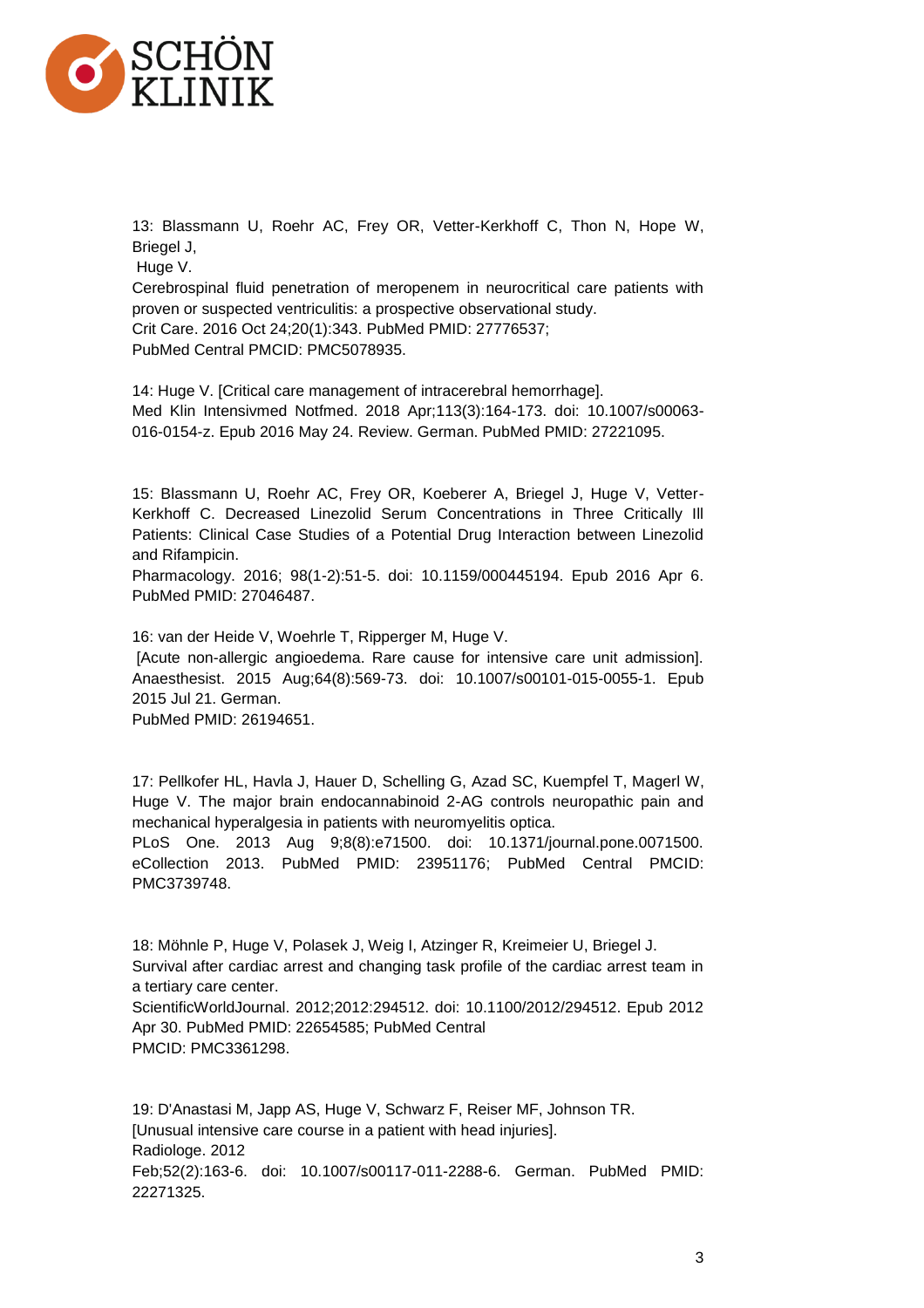13: Blassmann U, Roehr AC, Frey OR, Vetter-Kerkhoff C, Thon N, Hope W, Briegel J,
Huge V.
Cerebrospinal fluid penetration of meropenem in neurocritical care patients with proven or suspected ventriculitis: a prospective observational study.
Crit Care. 2016 Oct 24;20(1):343. PubMed PMID: 27776537;
PubMed Central PMCID: PMC5078935.

14: Huge V. [Critical care management of intracerebral hemorrhage].
Med Klin Intensivmed Notfmed. 2018 Apr;113(3):164-173. doi: 10.1007/s00063-016-0154-z. Epub 2016 May 24. Review. German. PubMed PMID: 27221095.

15: Blassmann U, Roehr AC, Frey OR, Koeberer A, Briegel J, Huge V, Vetter-Kerkhoff C. Decreased Linezolid Serum Concentrations in Three Critically Ill Patients: Clinical Case Studies of a Potential Drug Interaction between Linezolid and Rifampicin.
Pharmacology. 2016; 98(1-2):51-5. doi: 10.1159/000445194. Epub 2016 Apr 6. PubMed PMID: 27046487.

16: van der Heide V, Woehrle T, Ripperger M, Huge V.
[Acute non-allergic angioedema. Rare cause for intensive care unit admission]. Anaesthesist. 2015 Aug;64(8):569-73. doi: 10.1007/s00101-015-0055-1. Epub 2015 Jul 21. German.
PubMed PMID: 26194651.

17: Pellkofer HL, Havla J, Hauer D, Schelling G, Azad SC, Kuempfel T, Magerl W, Huge V. The major brain endocannabinoid 2-AG controls neuropathic pain and mechanical hyperalgesia in patients with neuromyelitis optica.
PLoS One. 2013 Aug 9;8(8):e71500. doi: 10.1371/journal.pone.0071500. eCollection 2013. PubMed PMID: 23951176; PubMed Central PMCID: PMC3739748.

18: Möhnle P, Huge V, Polasek J, Weig I, Atzinger R, Kreimeier U, Briegel J.
Survival after cardiac arrest and changing task profile of the cardiac arrest team in a tertiary care center.
ScientificWorldJournal. 2012;2012:294512. doi: 10.1100/2012/294512. Epub 2012 Apr 30. PubMed PMID: 22654585; PubMed Central
PMCID: PMC3361298.

19: D'Anastasi M, Japp AS, Huge V, Schwarz F, Reiser MF, Johnson TR.
[Unusual intensive care course in a patient with head injuries].
Radiologe. 2012
Feb;52(2):163-6. doi: 10.1007/s00117-011-2288-6. German. PubMed PMID: 22271325.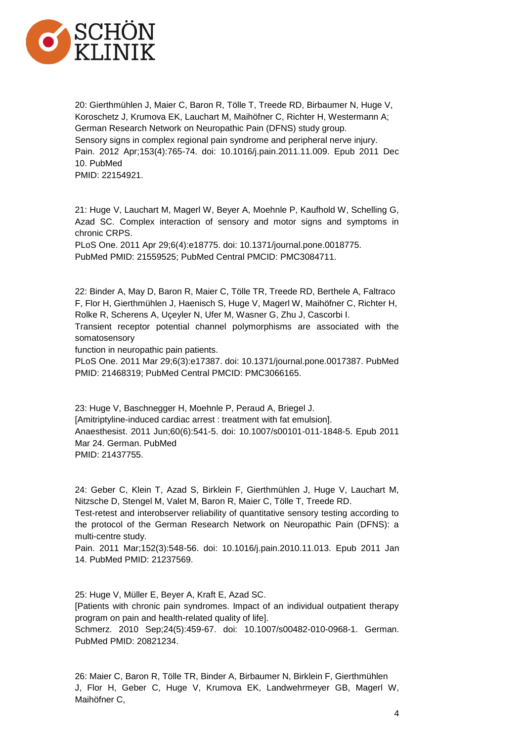20: Gierthmühlen J, Maier C, Baron R, Tölle T, Treede RD, Birbaumer N, Huge V, Koroschetz J, Krumova EK, Lauchart M, Maihöfner C, Richter H, Westermann A; German Research Network on Neuropathic Pain (DFNS) study group.
Sensory signs in complex regional pain syndrome and peripheral nerve injury.
Pain. 2012 Apr;153(4):765-74. doi: 10.1016/j.pain.2011.11.009. Epub 2011 Dec 10. PubMed
PMID: 22154921.

21: Huge V, Lauchart M, Magerl W, Beyer A, Moehnle P, Kaufhold W, Schelling G, Azad SC. Complex interaction of sensory and motor signs and symptoms in chronic CRPS.
PLoS One. 2011 Apr 29;6(4):e18775. doi: 10.1371/journal.pone.0018775.
PubMed PMID: 21559525; PubMed Central PMCID: PMC3084711.

22: Binder A, May D, Baron R, Maier C, Tölle TR, Treede RD, Berthele A, Faltraco F, Flor H, Gierthmühlen J, Haenisch S, Huge V, Magerl W, Maihöfner C, Richter H, Rolke R, Scherens A, Uçeyler N, Ufer M, Wasner G, Zhu J, Cascorbi I.
Transient receptor potential channel polymorphisms are associated with the somatosensory
function in neuropathic pain patients.
PLoS One. 2011 Mar 29;6(3):e17387. doi: 10.1371/journal.pone.0017387. PubMed PMID: 21468319; PubMed Central PMCID: PMC3066165.

23: Huge V, Baschnegger H, Moehnle P, Peraud A, Briegel J.
[Amitriptyline-induced cardiac arrest : treatment with fat emulsion].
Anaesthesist. 2011 Jun;60(6):541-5. doi: 10.1007/s00101-011-1848-5. Epub 2011 Mar 24. German. PubMed
PMID: 21437755.

24: Geber C, Klein T, Azad S, Birklein F, Gierthmühlen J, Huge V, Lauchart M, Nitzsche D, Stengel M, Valet M, Baron R, Maier C, Tölle T, Treede RD.
Test-retest and interobserver reliability of quantitative sensory testing according to the protocol of the German Research Network on Neuropathic Pain (DFNS): a multi-centre study.
Pain. 2011 Mar;152(3):548-56. doi: 10.1016/j.pain.2010.11.013. Epub 2011 Jan 14. PubMed PMID: 21237569.

25: Huge V, Müller E, Beyer A, Kraft E, Azad SC.
[Patients with chronic pain syndromes. Impact of an individual outpatient therapy program on pain and health-related quality of life].
Schmerz. 2010 Sep;24(5):459-67. doi: 10.1007/s00482-010-0968-1. German. PubMed PMID: 20821234.

26: Maier C, Baron R, Tölle TR, Binder A, Birbaumer N, Birklein F, Gierthmühlen J, Flor H, Geber C, Huge V, Krumova EK, Landwehrmeyer GB, Magerl W, Maihöfner C,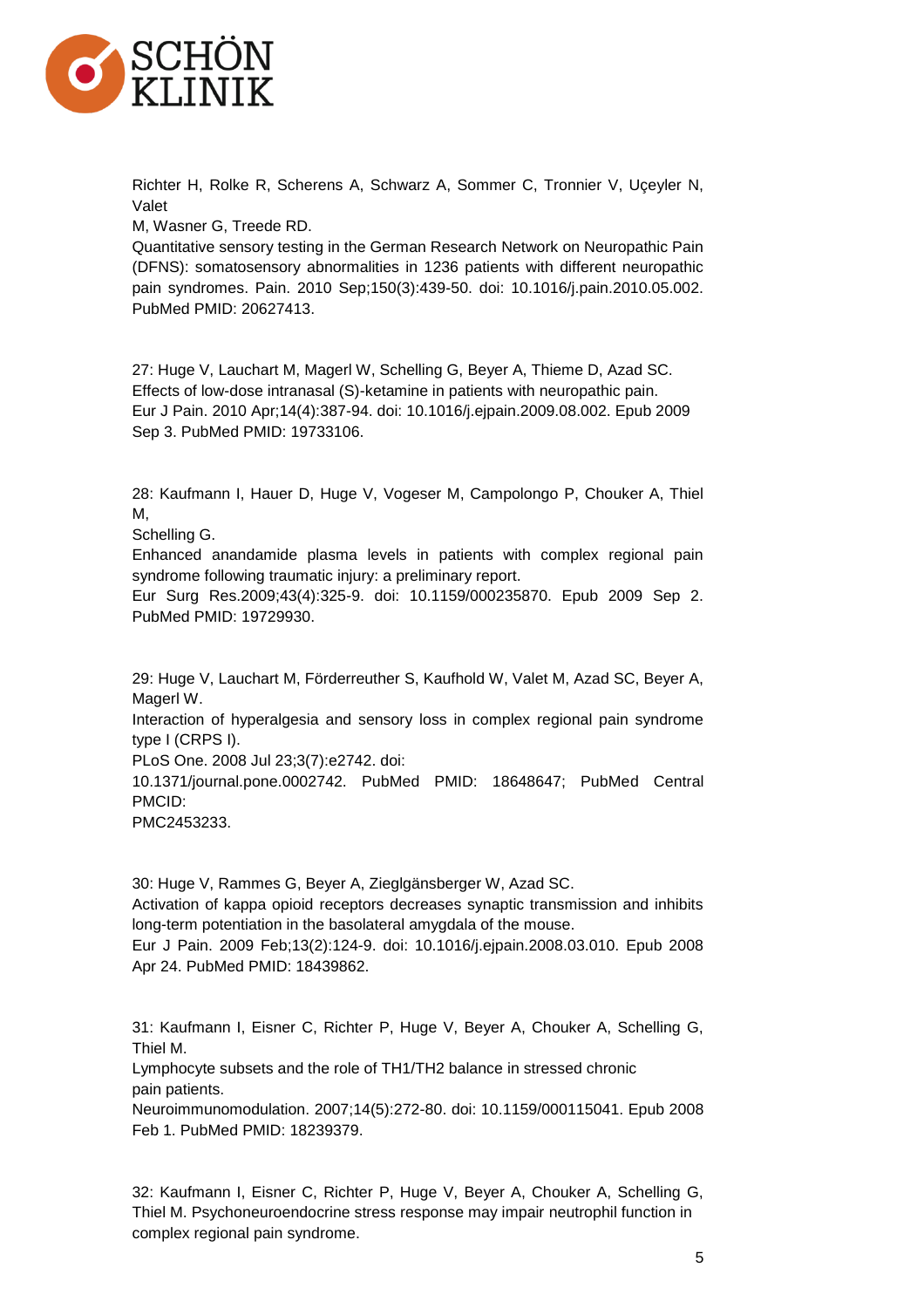Richter H, Rolke R, Scherens A, Schwarz A, Sommer C, Tronnier V, Uçeyler N, Valet
M, Wasner G, Treede RD.
Quantitative sensory testing in the German Research Network on Neuropathic Pain (DFNS): somatosensory abnormalities in 1236 patients with different neuropathic pain syndromes. Pain. 2010 Sep;150(3):439-50. doi: 10.1016/j.pain.2010.05.002. PubMed PMID: 20627413.

27: Huge V, Lauchart M, Magerl W, Schelling G, Beyer A, Thieme D, Azad SC.
Effects of low-dose intranasal (S)-ketamine in patients with neuropathic pain.
Eur J Pain. 2010 Apr;14(4):387-94. doi: 10.1016/j.ejpain.2009.08.002. Epub 2009 Sep 3. PubMed PMID: 19733106.

28: Kaufmann I, Hauer D, Huge V, Vogeser M, Campolongo P, Chouker A, Thiel M,
Schelling G.
Enhanced anandamide plasma levels in patients with complex regional pain syndrome following traumatic injury: a preliminary report.
Eur Surg Res.2009;43(4):325-9. doi: 10.1159/000235870. Epub 2009 Sep 2. PubMed PMID: 19729930.

29: Huge V, Lauchart M, Förderreuther S, Kaufhold W, Valet M, Azad SC, Beyer A, Magerl W.
Interaction of hyperalgesia and sensory loss in complex regional pain syndrome type I (CRPS I).
PLoS One. 2008 Jul 23;3(7):e2742. doi:
10.1371/journal.pone.0002742. PubMed PMID: 18648647; PubMed Central PMCID:
PMC2453233.

30: Huge V, Rammes G, Beyer A, Zieglgänsberger W, Azad SC.
Activation of kappa opioid receptors decreases synaptic transmission and inhibits long-term potentiation in the basolateral amygdala of the mouse.
Eur J Pain. 2009 Feb;13(2):124-9. doi: 10.1016/j.ejpain.2008.03.010. Epub 2008 Apr 24. PubMed PMID: 18439862.

31: Kaufmann I, Eisner C, Richter P, Huge V, Beyer A, Chouker A, Schelling G, Thiel M.
Lymphocyte subsets and the role of TH1/TH2 balance in stressed chronic
pain patients.
Neuroimmunomodulation. 2007;14(5):272-80. doi: 10.1159/000115041. Epub 2008 Feb 1. PubMed PMID: 18239379.

32: Kaufmann I, Eisner C, Richter P, Huge V, Beyer A, Chouker A, Schelling G, Thiel M. Psychoneuroendocrine stress response may impair neutrophil function in complex regional pain syndrome.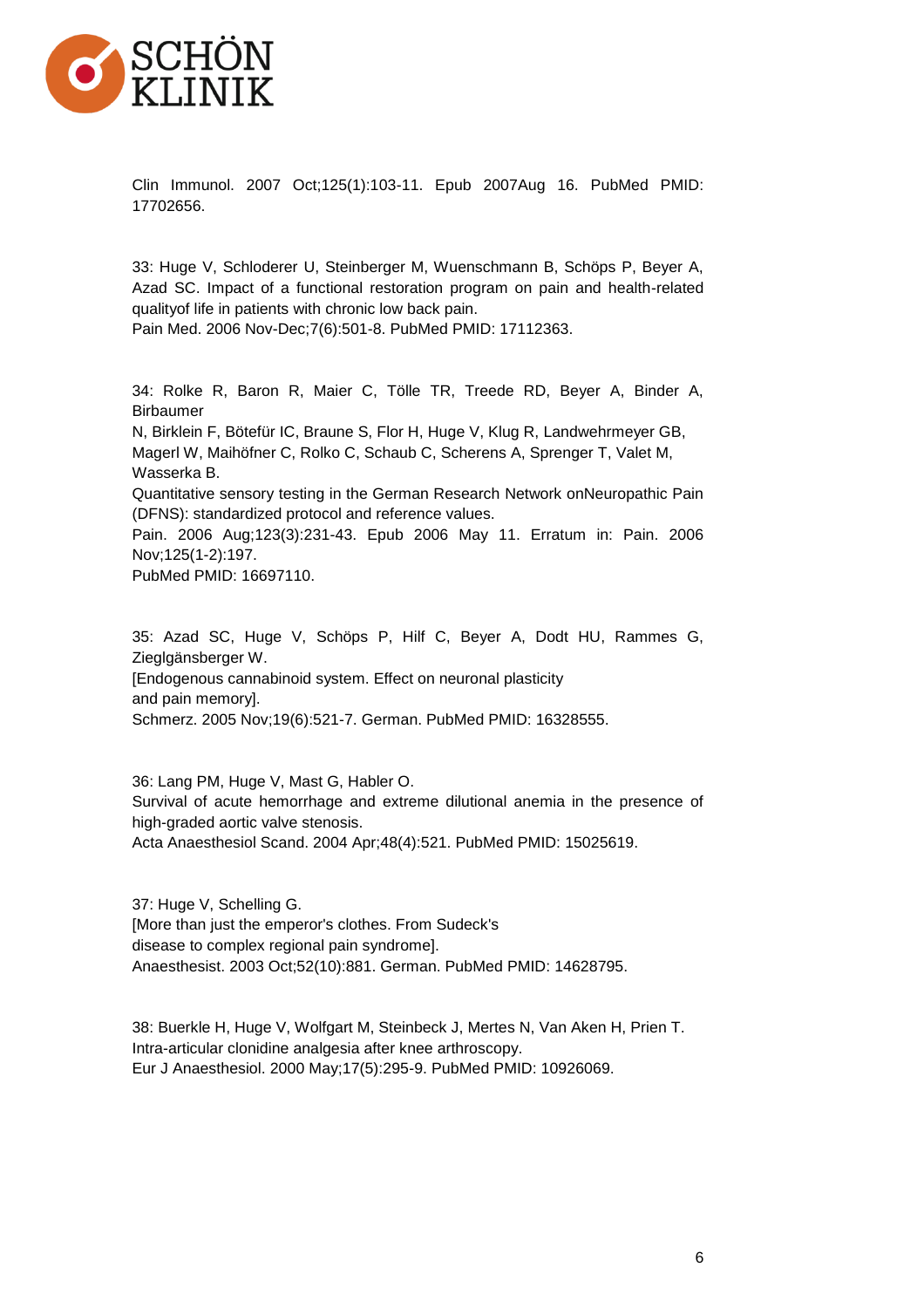Clin Immunol. 2007 Oct;125(1):103-11. Epub 2007Aug 16. PubMed PMID: 17702656.

33: Huge V, Schloderer U, Steinberger M, Wuenschmann B, Schöps P, Beyer A, Azad SC. Impact of a functional restoration program on pain and health-related qualityof life in patients with chronic low back pain.
Pain Med. 2006 Nov-Dec;7(6):501-8. PubMed PMID: 17112363.

34: Rolke R, Baron R, Maier C, Tölle TR, Treede RD, Beyer A, Binder A, Birbaumer
N, Birklein F, Bötefür IC, Braune S, Flor H, Huge V, Klug R, Landwehrmeyer GB, Magerl W, Maihöfner C, Rolko C, Schaub C, Scherens A, Sprenger T, Valet M, Wasserka B.
Quantitative sensory testing in the German Research Network onNeuropathic Pain (DFNS): standardized protocol and reference values.
Pain. 2006 Aug;123(3):231-43. Epub 2006 May 11. Erratum in: Pain. 2006 Nov;125(1-2):197.
PubMed PMID: 16697110.

35: Azad SC, Huge V, Schöps P, Hilf C, Beyer A, Dodt HU, Rammes G, Zieglgänsberger W.
[Endogenous cannabinoid system. Effect on neuronal plasticity
and pain memory].
Schmerz. 2005 Nov;19(6):521-7. German. PubMed PMID: 16328555.

36: Lang PM, Huge V, Mast G, Habler O.
Survival of acute hemorrhage and extreme dilutional anemia in the presence of high-graded aortic valve stenosis.
Acta Anaesthesiol Scand. 2004 Apr;48(4):521. PubMed PMID: 15025619.

37: Huge V, Schelling G.
[More than just the emperor's clothes. From Sudeck's
disease to complex regional pain syndrome].
Anaesthesist. 2003 Oct;52(10):881. German. PubMed PMID: 14628795.

38: Buerkle H, Huge V, Wolfgart M, Steinbeck J, Mertes N, Van Aken H, Prien T.
Intra-articular clonidine analgesia after knee arthroscopy.
Eur J Anaesthesiol. 2000 May;17(5):295-9. PubMed PMID: 10926069.